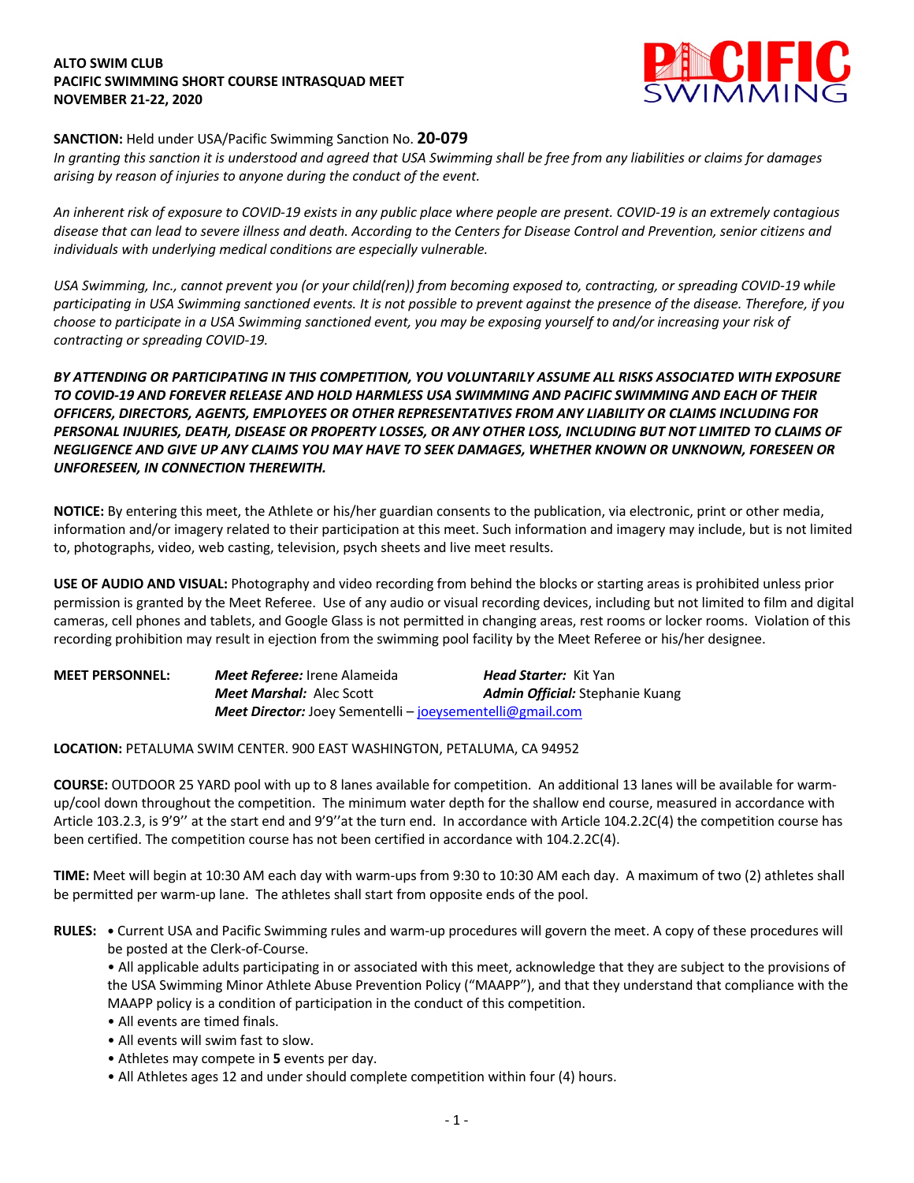**ALTO SWIM CLUB**
**PACIFIC SWIMMING SHORT COURSE INTRASQUAD MEET**
**NOVEMBER 21-22, 2020**

**SANCTION:** Held under USA/Pacific Swimming Sanction No. **20-079**
*In granting this sanction it is understood and agreed that USA Swimming shall be free from any liabilities or claims for damages arising by reason of injuries to anyone during the conduct of the event.*

*An inherent risk of exposure to COVID-19 exists in any public place where people are present. COVID-19 is an extremely contagious disease that can lead to severe illness and death. According to the Centers for Disease Control and Prevention, senior citizens and individuals with underlying medical conditions are especially vulnerable.*

*USA Swimming, Inc., cannot prevent you (or your child(ren)) from becoming exposed to, contracting, or spreading COVID-19 while participating in USA Swimming sanctioned events. It is not possible to prevent against the presence of the disease. Therefore, if you choose to participate in a USA Swimming sanctioned event, you may be exposing yourself to and/or increasing your risk of contracting or spreading COVID-19.*

***BY ATTENDING OR PARTICIPATING IN THIS COMPETITION, YOU VOLUNTARILY ASSUME ALL RISKS ASSOCIATED WITH EXPOSURE TO COVID-19 AND FOREVER RELEASE AND HOLD HARMLESS USA SWIMMING AND PACIFIC SWIMMING AND EACH OF THEIR OFFICERS, DIRECTORS, AGENTS, EMPLOYEES OR OTHER REPRESENTATIVES FROM ANY LIABILITY OR CLAIMS INCLUDING FOR PERSONAL INJURIES, DEATH, DISEASE OR PROPERTY LOSSES, OR ANY OTHER LOSS, INCLUDING BUT NOT LIMITED TO CLAIMS OF NEGLIGENCE AND GIVE UP ANY CLAIMS YOU MAY HAVE TO SEEK DAMAGES, WHETHER KNOWN OR UNKNOWN, FORESEEN OR UNFORESEEN, IN CONNECTION THEREWITH.***

**NOTICE:** By entering this meet, the Athlete or his/her guardian consents to the publication, via electronic, print or other media, information and/or imagery related to their participation at this meet. Such information and imagery may include, but is not limited to, photographs, video, web casting, television, psych sheets and live meet results.

**USE OF AUDIO AND VISUAL:** Photography and video recording from behind the blocks or starting areas is prohibited unless prior permission is granted by the Meet Referee. Use of any audio or visual recording devices, including but not limited to film and digital cameras, cell phones and tablets, and Google Glass is not permitted in changing areas, rest rooms or locker rooms. Violation of this recording prohibition may result in ejection from the swimming pool facility by the Meet Referee or his/her designee.

**MEET PERSONNEL:**
*Meet Referee:* Irene Alameida
*Head Starter:* Kit Yan
*Meet Marshal:* Alec Scott
*Admin Official:* Stephanie Kuang
*Meet Director:* Joey Sementelli – joeysementelli@gmail.com

**LOCATION:** PETALUMA SWIM CENTER. 900 EAST WASHINGTON, PETALUMA, CA 94952

**COURSE:** OUTDOOR 25 YARD pool with up to 8 lanes available for competition. An additional 13 lanes will be available for warm-up/cool down throughout the competition. The minimum water depth for the shallow end course, measured in accordance with Article 103.2.3, is 9'9'' at the start end and 9'9''at the turn end. In accordance with Article 104.2.2C(4) the competition course has been certified. The competition course has not been certified in accordance with 104.2.2C(4).

**TIME:** Meet will begin at 10:30 AM each day with warm-ups from 9:30 to 10:30 AM each day. A maximum of two (2) athletes shall be permitted per warm-up lane. The athletes shall start from opposite ends of the pool.

**RULES:**
- Current USA and Pacific Swimming rules and warm-up procedures will govern the meet. A copy of these procedures will be posted at the Clerk-of-Course.
- All applicable adults participating in or associated with this meet, acknowledge that they are subject to the provisions of the USA Swimming Minor Athlete Abuse Prevention Policy ("MAAPP"), and that they understand that compliance with the MAAPP policy is a condition of participation in the conduct of this competition.
- All events are timed finals.
- All events will swim fast to slow.
- Athletes may compete in **5** events per day.
- All Athletes ages 12 and under should complete competition within four (4) hours.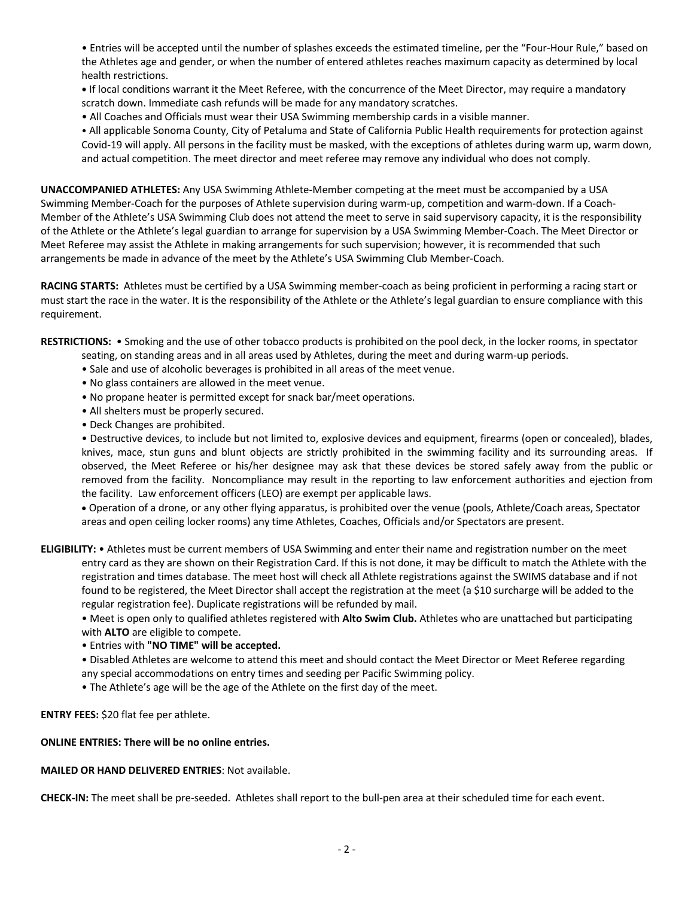• Entries will be accepted until the number of splashes exceeds the estimated timeline, per the "Four-Hour Rule," based on the Athletes age and gender, or when the number of entered athletes reaches maximum capacity as determined by local health restrictions.

• If local conditions warrant it the Meet Referee, with the concurrence of the Meet Director, may require a mandatory scratch down. Immediate cash refunds will be made for any mandatory scratches.

• All Coaches and Officials must wear their USA Swimming membership cards in a visible manner.

• All applicable Sonoma County, City of Petaluma and State of California Public Health requirements for protection against Covid-19 will apply. All persons in the facility must be masked, with the exceptions of athletes during warm up, warm down, and actual competition. The meet director and meet referee may remove any individual who does not comply.

**UNACCOMPANIED ATHLETES:** Any USA Swimming Athlete-Member competing at the meet must be accompanied by a USA Swimming Member-Coach for the purposes of Athlete supervision during warm-up, competition and warm-down. If a Coach-Member of the Athlete's USA Swimming Club does not attend the meet to serve in said supervisory capacity, it is the responsibility of the Athlete or the Athlete's legal guardian to arrange for supervision by a USA Swimming Member-Coach. The Meet Director or Meet Referee may assist the Athlete in making arrangements for such supervision; however, it is recommended that such arrangements be made in advance of the meet by the Athlete's USA Swimming Club Member-Coach.

**RACING STARTS:** Athletes must be certified by a USA Swimming member-coach as being proficient in performing a racing start or must start the race in the water. It is the responsibility of the Athlete or the Athlete's legal guardian to ensure compliance with this requirement.

**RESTRICTIONS:** • Smoking and the use of other tobacco products is prohibited on the pool deck, in the locker rooms, in spectator seating, on standing areas and in all areas used by Athletes, during the meet and during warm-up periods.

• Sale and use of alcoholic beverages is prohibited in all areas of the meet venue.

• No glass containers are allowed in the meet venue.

• No propane heater is permitted except for snack bar/meet operations.

• All shelters must be properly secured.

• Deck Changes are prohibited.

• Destructive devices, to include but not limited to, explosive devices and equipment, firearms (open or concealed), blades, knives, mace, stun guns and blunt objects are strictly prohibited in the swimming facility and its surrounding areas. If observed, the Meet Referee or his/her designee may ask that these devices be stored safely away from the public or removed from the facility. Noncompliance may result in the reporting to law enforcement authorities and ejection from the facility. Law enforcement officers (LEO) are exempt per applicable laws.

• Operation of a drone, or any other flying apparatus, is prohibited over the venue (pools, Athlete/Coach areas, Spectator areas and open ceiling locker rooms) any time Athletes, Coaches, Officials and/or Spectators are present.

**ELIGIBILITY:** • Athletes must be current members of USA Swimming and enter their name and registration number on the meet entry card as they are shown on their Registration Card. If this is not done, it may be difficult to match the Athlete with the registration and times database. The meet host will check all Athlete registrations against the SWIMS database and if not found to be registered, the Meet Director shall accept the registration at the meet (a $10 surcharge will be added to the regular registration fee). Duplicate registrations will be refunded by mail.

• Meet is open only to qualified athletes registered with **Alto Swim Club.** Athletes who are unattached but participating with **ALTO** are eligible to compete.

• Entries with **"NO TIME" will be accepted.**

• Disabled Athletes are welcome to attend this meet and should contact the Meet Director or Meet Referee regarding any special accommodations on entry times and seeding per Pacific Swimming policy.

• The Athlete's age will be the age of the Athlete on the first day of the meet.

**ENTRY FEES:** $20 flat fee per athlete.

**ONLINE ENTRIES: There will be no online entries.**

**MAILED OR HAND DELIVERED ENTRIES**: Not available.

**CHECK-IN:** The meet shall be pre-seeded. Athletes shall report to the bull-pen area at their scheduled time for each event.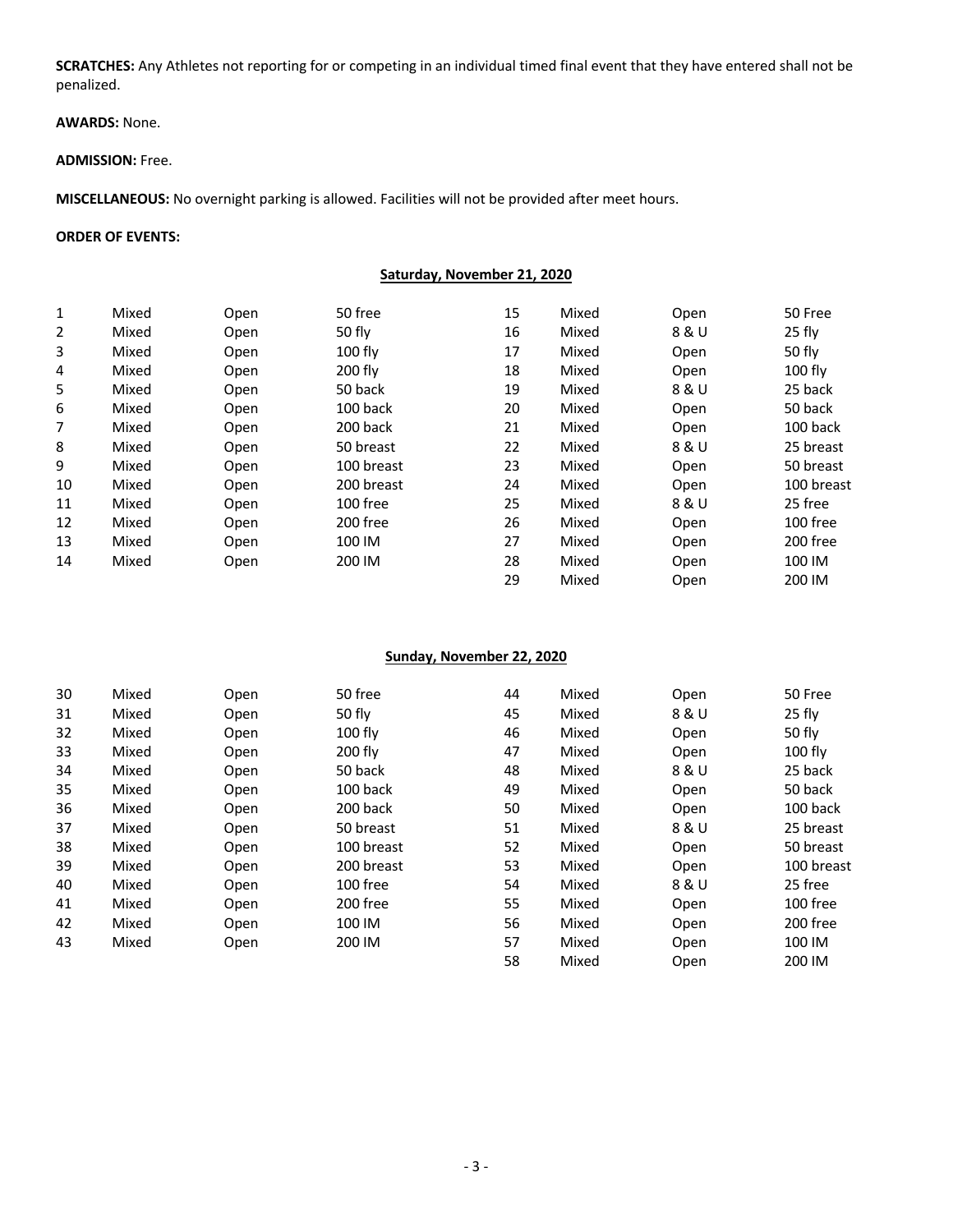**SCRATCHES:** Any Athletes not reporting for or competing in an individual timed final event that they have entered shall not be penalized.

**AWARDS:** None.

**ADMISSION:** Free.

**MISCELLANEOUS:** No overnight parking is allowed. Facilities will not be provided after meet hours.

**ORDER OF EVENTS:**

**Saturday, November 21, 2020**

| | | | | | | | |
|---|---|---|---|---|---|---|---|
| 1 | Mixed | Open | 50 free | 15 | Mixed | Open | 50 Free |
| 2 | Mixed | Open | 50 fly | 16 | Mixed | 8 & U | 25 fly |
| 3 | Mixed | Open | 100 fly | 17 | Mixed | Open | 50 fly |
| 4 | Mixed | Open | 200 fly | 18 | Mixed | Open | 100 fly |
| 5 | Mixed | Open | 50 back | 19 | Mixed | 8 & U | 25 back |
| 6 | Mixed | Open | 100 back | 20 | Mixed | Open | 50 back |
| 7 | Mixed | Open | 200 back | 21 | Mixed | Open | 100 back |
| 8 | Mixed | Open | 50 breast | 22 | Mixed | 8 & U | 25 breast |
| 9 | Mixed | Open | 100 breast | 23 | Mixed | Open | 50 breast |
| 10 | Mixed | Open | 200 breast | 24 | Mixed | Open | 100 breast |
| 11 | Mixed | Open | 100 free | 25 | Mixed | 8 & U | 25 free |
| 12 | Mixed | Open | 200 free | 26 | Mixed | Open | 100 free |
| 13 | Mixed | Open | 100 IM | 27 | Mixed | Open | 200 free |
| 14 | Mixed | Open | 200 IM | 28 | Mixed | Open | 100 IM |
| | | | | 29 | Mixed | Open | 200 IM |

**Sunday, November 22, 2020**

| | | | | | | | |
|---|---|---|---|---|---|---|---|
| 30 | Mixed | Open | 50 free | 44 | Mixed | Open | 50 Free |
| 31 | Mixed | Open | 50 fly | 45 | Mixed | 8 & U | 25 fly |
| 32 | Mixed | Open | 100 fly | 46 | Mixed | Open | 50 fly |
| 33 | Mixed | Open | 200 fly | 47 | Mixed | Open | 100 fly |
| 34 | Mixed | Open | 50 back | 48 | Mixed | 8 & U | 25 back |
| 35 | Mixed | Open | 100 back | 49 | Mixed | Open | 50 back |
| 36 | Mixed | Open | 200 back | 50 | Mixed | Open | 100 back |
| 37 | Mixed | Open | 50 breast | 51 | Mixed | 8 & U | 25 breast |
| 38 | Mixed | Open | 100 breast | 52 | Mixed | Open | 50 breast |
| 39 | Mixed | Open | 200 breast | 53 | Mixed | Open | 100 breast |
| 40 | Mixed | Open | 100 free | 54 | Mixed | 8 & U | 25 free |
| 41 | Mixed | Open | 200 free | 55 | Mixed | Open | 100 free |
| 42 | Mixed | Open | 100 IM | 56 | Mixed | Open | 200 free |
| 43 | Mixed | Open | 200 IM | 57 | Mixed | Open | 100 IM |
| | | | | 58 | Mixed | Open | 200 IM |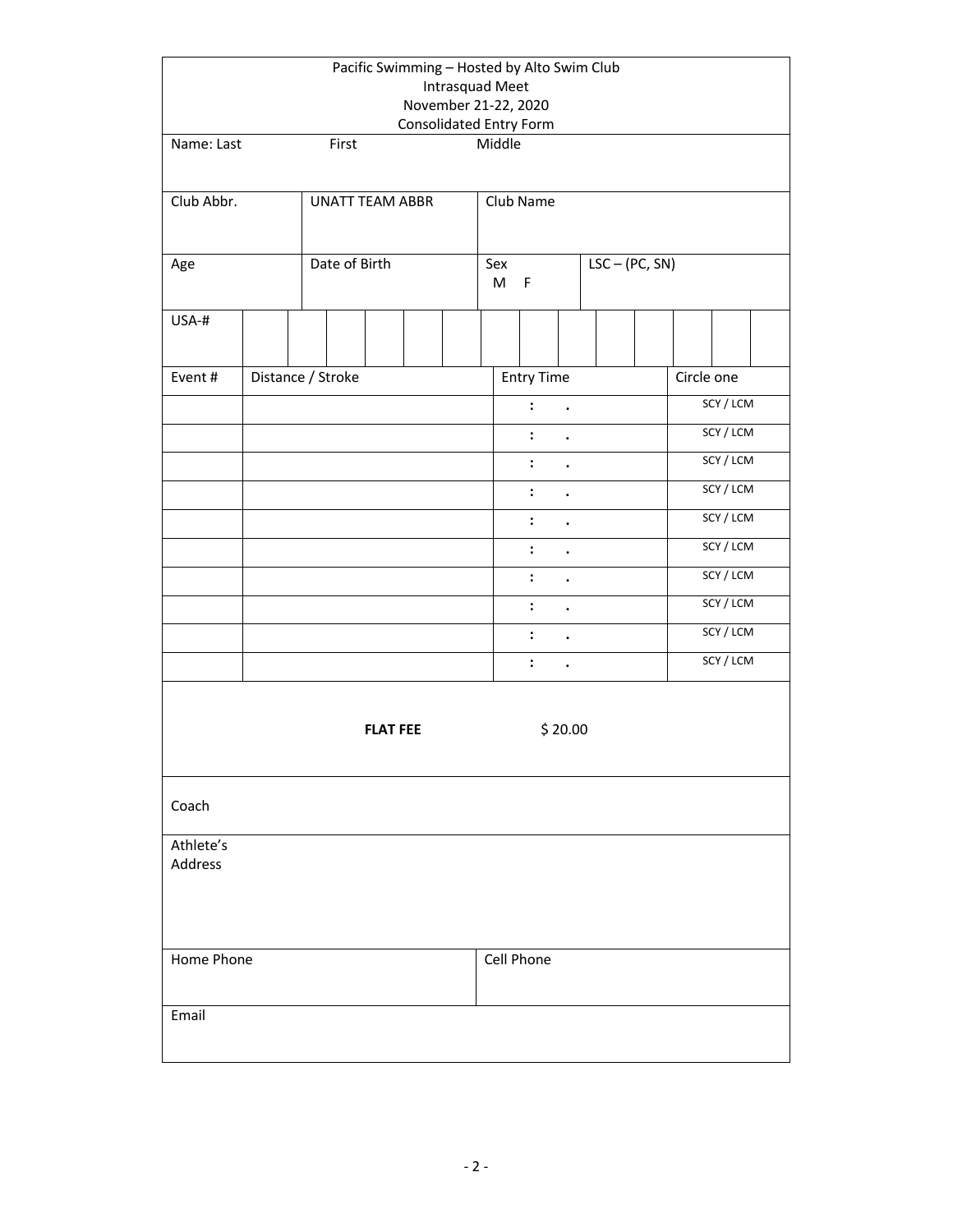Pacific Swimming – Hosted by Alto Swim Club
Intrasquad Meet
November 21-22, 2020
Consolidated Entry Form

| Name: Last | First | Middle |
|---|---|---|
| | | |

| Club Abbr. | UNATT TEAM ABBR | Club Name |
|---|---|---|
| | | |

| Age | Date of Birth | Sex M F | LSC – (PC, SN) |
|---|---|---|---|
| | | | |

| USA-# | | | | | | | | | | | | | | |
|---|---|---|---|---|---|---|---|---|---|---|---|---|---|---|
| | | | | | | | | | | | | | | |

| Event # | Distance / Stroke | Entry Time | Circle one |
|---|---|---|---|
| | | : . | SCY / LCM |
| | | : . | SCY / LCM |
| | | : . | SCY / LCM |
| | | : . | SCY / LCM |
| | | : . | SCY / LCM |
| | | : . | SCY / LCM |
| | | : . | SCY / LCM |
| | | : . | SCY / LCM |
| | | : . | SCY / LCM |
| | | : . | SCY / LCM |

**FLAT FEE** $ 20.00

| | |
|---|---|
| Coach | |
| Athlete's Address | |
| Home Phone | Cell Phone |
| Email | |